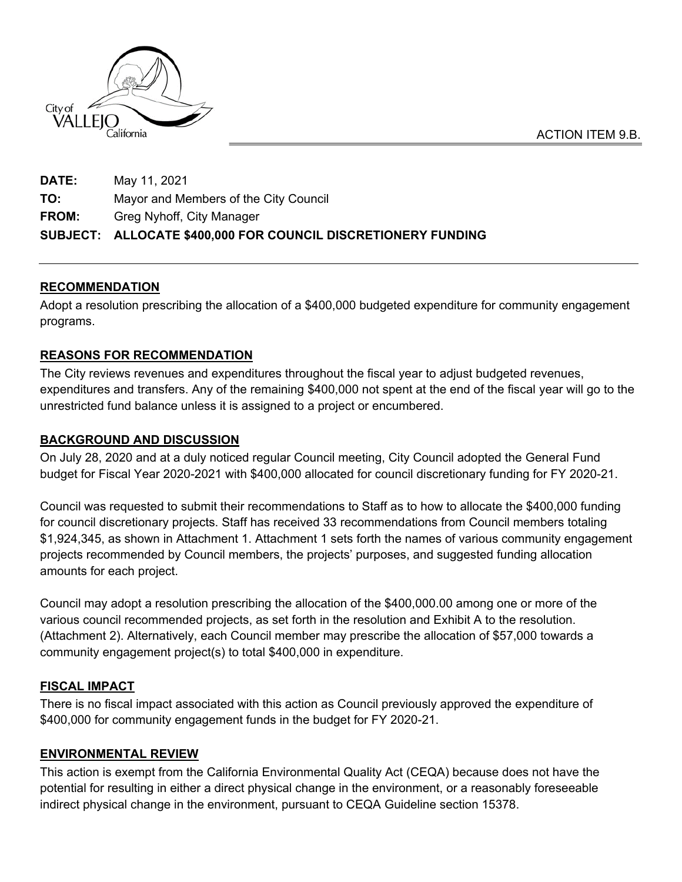ACTION ITEM 9.B.

**DATE:** May 11, 2021

**TO:** Mayor and Members of the City Council

**FROM:** Greg Nyhoff, City Manager

**SUBJECT: ALLOCATE $400,000 FOR COUNCIL DISCRETIONERY FUNDING**

## RECOMMENDATION

Adopt a resolution prescribing the allocation of a $400,000 budgeted expenditure for community engagement programs.

## REASONS FOR RECOMMENDATION

The City reviews revenues and expenditures throughout the fiscal year to adjust budgeted revenues, expenditures and transfers. Any of the remaining $400,000 not spent at the end of the fiscal year will go to the unrestricted fund balance unless it is assigned to a project or encumbered.

## BACKGROUND AND DISCUSSION

On July 28, 2020 and at a duly noticed regular Council meeting, City Council adopted the General Fund budget for Fiscal Year 2020-2021 with $400,000 allocated for council discretionary funding for FY 2020-21.

Council was requested to submit their recommendations to Staff as to how to allocate the $400,000 funding for council discretionary projects. Staff has received 33 recommendations from Council members totaling $1,924,345, as shown in Attachment 1. Attachment 1 sets forth the names of various community engagement projects recommended by Council members, the projects' purposes, and suggested funding allocation amounts for each project.

Council may adopt a resolution prescribing the allocation of the $400,000.00 among one or more of the various council recommended projects, as set forth in the resolution and Exhibit A to the resolution. (Attachment 2). Alternatively, each Council member may prescribe the allocation of $57,000 towards a community engagement project(s) to total $400,000 in expenditure.

## FISCAL IMPACT

There is no fiscal impact associated with this action as Council previously approved the expenditure of $400,000 for community engagement funds in the budget for FY 2020-21.

## ENVIRONMENTAL REVIEW

This action is exempt from the California Environmental Quality Act (CEQA) because does not have the potential for resulting in either a direct physical change in the environment, or a reasonably foreseeable indirect physical change in the environment, pursuant to CEQA Guideline section 15378.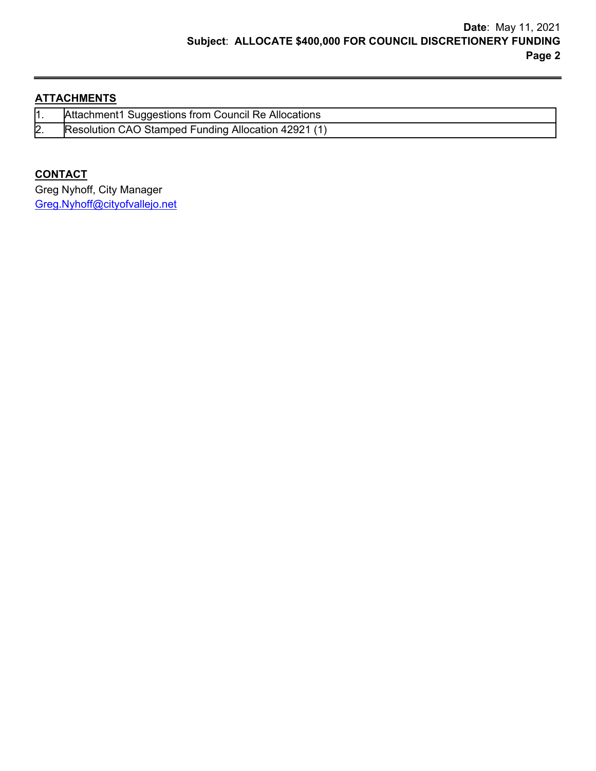## ATTACHMENTS

| | |
|---|---|
| 1. | Attachment1 Suggestions from Council Re Allocations |
| 2. | Resolution CAO Stamped Funding Allocation 42921 (1) |

## CONTACT

Greg Nyhoff, City Manager
Greg.Nyhoff@cityofvallejo.net